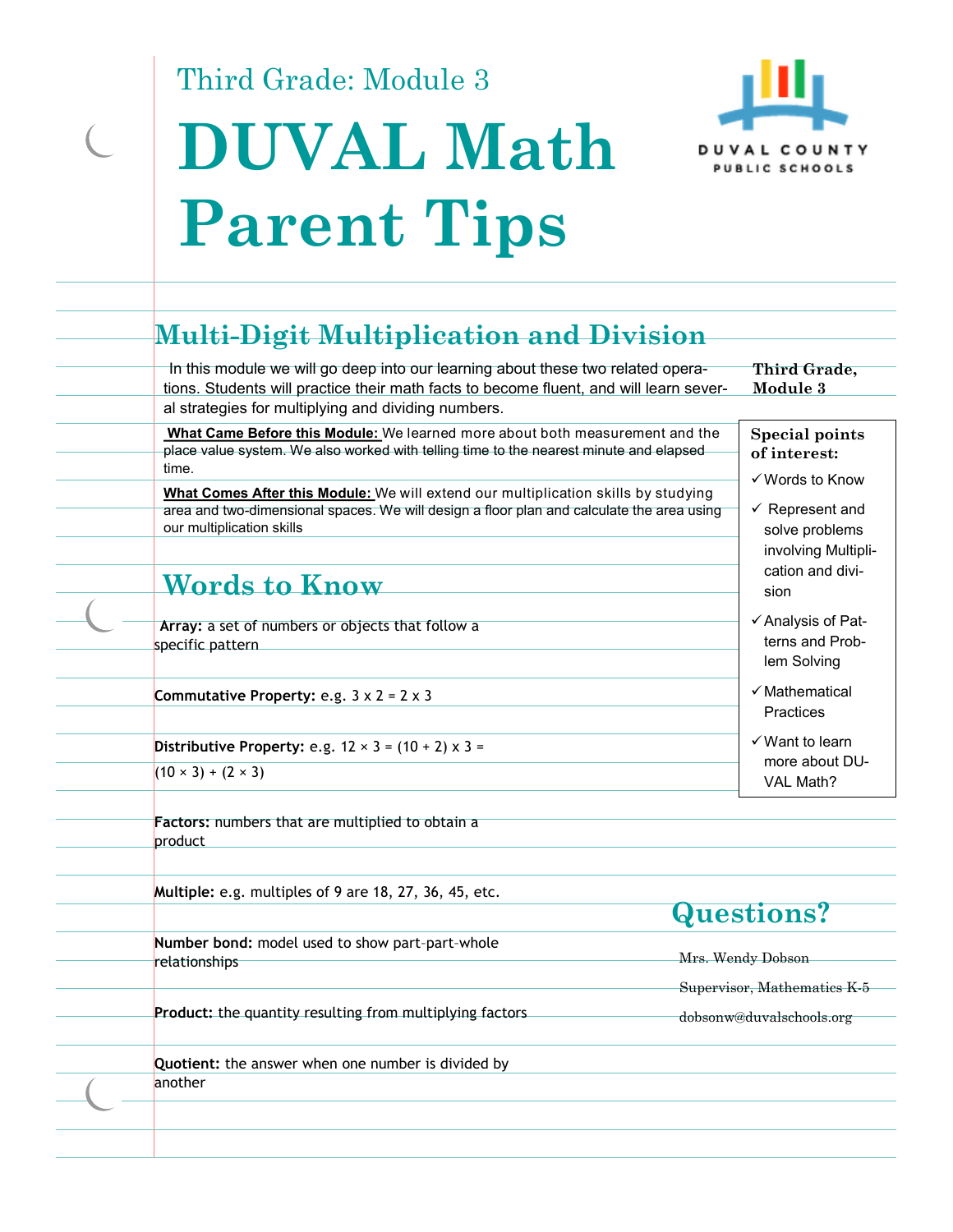Third Grade: Module 3

# DUVAL Math Parent Tips

DUVAL COUNTY PUBLIC SCHOOLS

## Multi-Digit Multiplication and Division

In this module we will go deep into our learning about these two related operations. Students will practice their math facts to become fluent, and will learn several strategies for multiplying and dividing numbers.

**What Came Before this Module:** We learned more about both measurement and the place value system. We also worked with telling time to the nearest minute and elapsed time.

**What Comes After this Module:** We will extend our multiplication skills by studying area and two-dimensional spaces. We will design a floor plan and calculate the area using our multiplication skills

**Third Grade, Module 3**

**Special points of interest:**

- ✓ Words to Know
- ✓ Represent and solve problems involving Multiplication and division
- ✓ Analysis of Patterns and Problem Solving
- ✓ Mathematical Practices
- ✓ Want to learn more about DUVAL Math?

## Words to Know

**Array:** a set of numbers or objects that follow a specific pattern

**Commutative Property:** e.g. $3 \times 2 = 2 \times 3$

**Distributive Property:** e.g. $12 \times 3 = (10 + 2) \times 3 = (10 \times 3) + (2 \times 3)$

**Factors:** numbers that are multiplied to obtain a product

**Multiple:** e.g. multiples of 9 are 18, 27, 36, 45, etc.

**Number bond:** model used to show part-part-whole relationships

**Product:** the quantity resulting from multiplying factors

**Quotient:** the answer when one number is divided by another

## Questions?

Mrs. Wendy Dobson

Supervisor, Mathematics K-5

dobsonw@duvalschools.org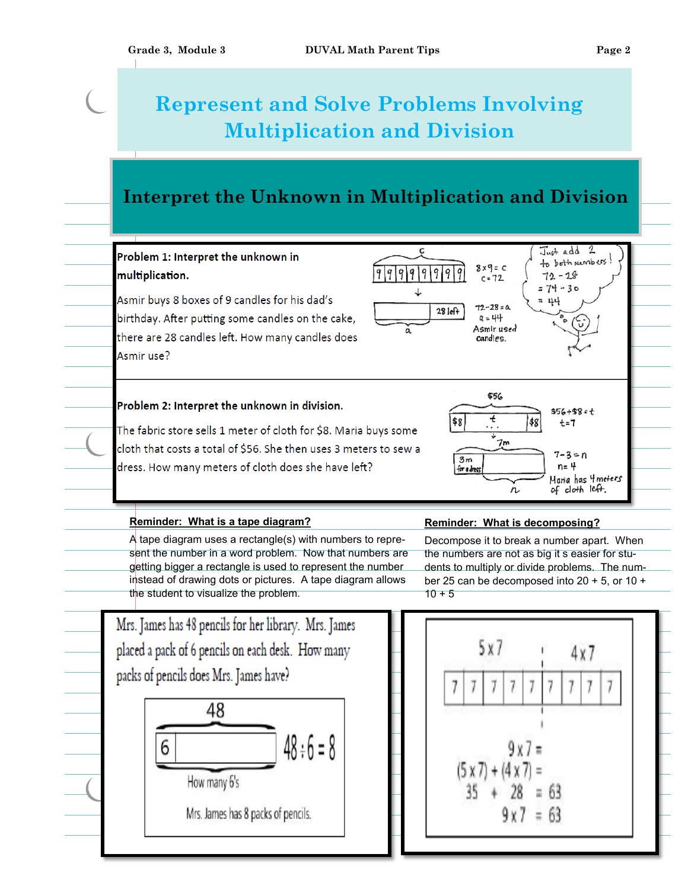# Represent and Solve Problems Involving Multiplication and Division

## Interpret the Unknown in Multiplication and Division

**Problem 1: Interpret the unknown in multiplication.**

Asmir buys 8 boxes of 9 candles for his dad's birthday. After putting some candles on the cake, there are 28 candles left. How many candles does Asmir use?

$8 \times 9 = c$
$c = 72$

28 left

$72 - 28 = a$
$a = 44$
Asmir used candles.

Just add 2 to both numbers!
$72 - 28$
$= 74 - 30$
$= 44$

**Problem 2: Interpret the unknown in division.**

The fabric store sells 1 meter of cloth for $8. Maria buys some cloth that costs a total of $56. She then uses 3 meters to sew a dress. How many meters of cloth does she have left?

$56

$\$56 \div \$8 = t$
$t = 7$

7m

3m for a dress

$7 - 3 = n$
$n = 4$
Maria has 4 meters of cloth left.

**Reminder: What is a tape diagram?**

A tape diagram uses a rectangle(s) with numbers to represent the number in a word problem. Now that numbers are getting bigger a rectangle is used to represent the number instead of drawing dots or pictures. A tape diagram allows the student to visualize the problem.

**Reminder: What is decomposing?**

Decompose it to break a number apart. When the numbers are not as big it s easier for students to multiply or divide problems. The number 25 can be decomposed into 20 + 5, or 10 + 10 + 5

Mrs. James has 48 pencils for her library. Mrs. James placed a pack of 6 pencils on each desk. How many packs of pencils does Mrs. James have?

48

6

$48 \div 6 = 8$

How many 6's

Mrs. James has 8 packs of pencils.

$5 \times 7$ | $4 \times 7$

7 7 7 7 7 7 7 7 7

$9 \times 7 =$
$(5 \times 7) + (4 \times 7) =$
$35 + 28 = 63$
$9 \times 7 = 63$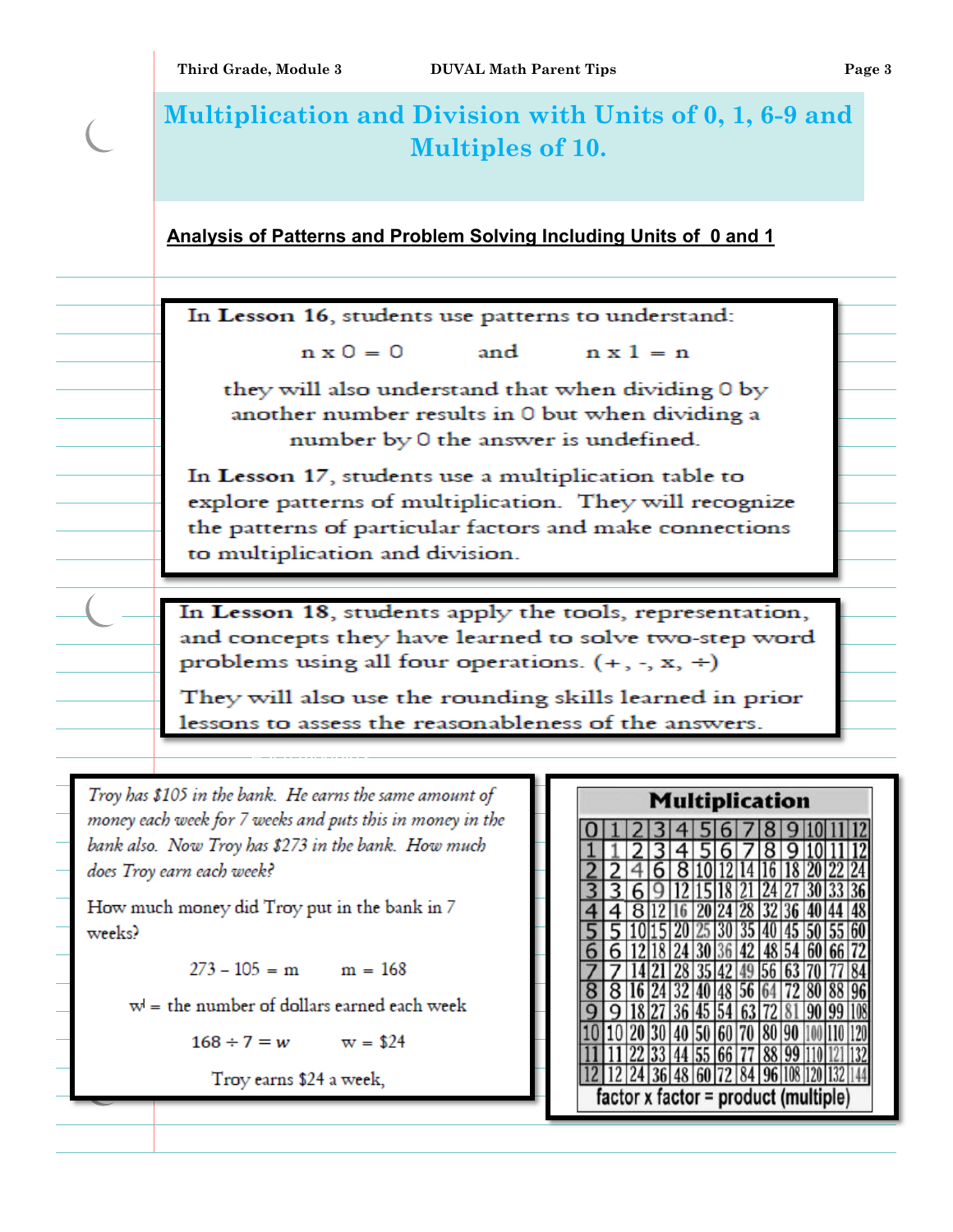# Multiplication and Division with Units of 0, 1, 6-9 and Multiples of 10.

**Analysis of Patterns and Problem Solving Including Units of 0 and 1**

In **Lesson 16**, students use patterns to understand:

$$n \times 0 = 0 \quad \text{and} \quad n \times 1 = n$$

they will also understand that when dividing 0 by another number results in 0 but when dividing a number by 0 the answer is undefined.

In **Lesson 17**, students use a multiplication table to explore patterns of multiplication. They will recognize the patterns of particular factors and make connections to multiplication and division.

In **Lesson 18**, students apply the tools, representation, and concepts they have learned to solve two-step word problems using all four operations. (+, -, x, ÷)

They will also use the rounding skills learned in prior lessons to assess the reasonableness of the answers.

*Troy has $105 in the bank. He earns the same amount of money each week for 7 weeks and puts this in money in the bank also. Now Troy has $273 in the bank. How much does Troy earn each week?*

How much money did Troy put in the bank in 7 weeks?

$273 - 105 = m \qquad m = 168$

$w$ = the number of dollars earned each week

$168 \div 7 = w \qquad w = \$24$

Troy earns $24 a week,

**Multiplication**

| 0 | 1 | 2 | 3 | 4 | 5 | 6 | 7 | 8 | 9 | 10 | 11 | 12 |
|---|---|---|---|---|---|---|---|---|---|---|---|---|
| 1 | 1 | 2 | 3 | 4 | 5 | 6 | 7 | 8 | 9 | 10 | 11 | 12 |
| 2 | 2 | 4 | 6 | 8 | 10 | 12 | 14 | 16 | 18 | 20 | 22 | 24 |
| 3 | 3 | 6 | 9 | 12 | 15 | 18 | 21 | 24 | 27 | 30 | 33 | 36 |
| 4 | 4 | 8 | 12 | 16 | 20 | 24 | 28 | 32 | 36 | 40 | 44 | 48 |
| 5 | 5 | 10 | 15 | 20 | 25 | 30 | 35 | 40 | 45 | 50 | 55 | 60 |
| 6 | 6 | 12 | 18 | 24 | 30 | 36 | 42 | 48 | 54 | 60 | 66 | 72 |
| 7 | 7 | 14 | 21 | 28 | 35 | 42 | 49 | 56 | 63 | 70 | 77 | 84 |
| 8 | 8 | 16 | 24 | 32 | 40 | 48 | 56 | 64 | 72 | 80 | 88 | 96 |
| 9 | 9 | 18 | 27 | 36 | 45 | 54 | 63 | 72 | 81 | 90 | 99 | 108 |
| 10 | 10 | 20 | 30 | 40 | 50 | 60 | 70 | 80 | 90 | 100 | 110 | 120 |
| 11 | 11 | 22 | 33 | 44 | 55 | 66 | 77 | 88 | 99 | 110 | 121 | 132 |
| 12 | 12 | 24 | 36 | 48 | 60 | 72 | 84 | 96 | 108 | 120 | 132 | 144 |

factor x factor = product (multiple)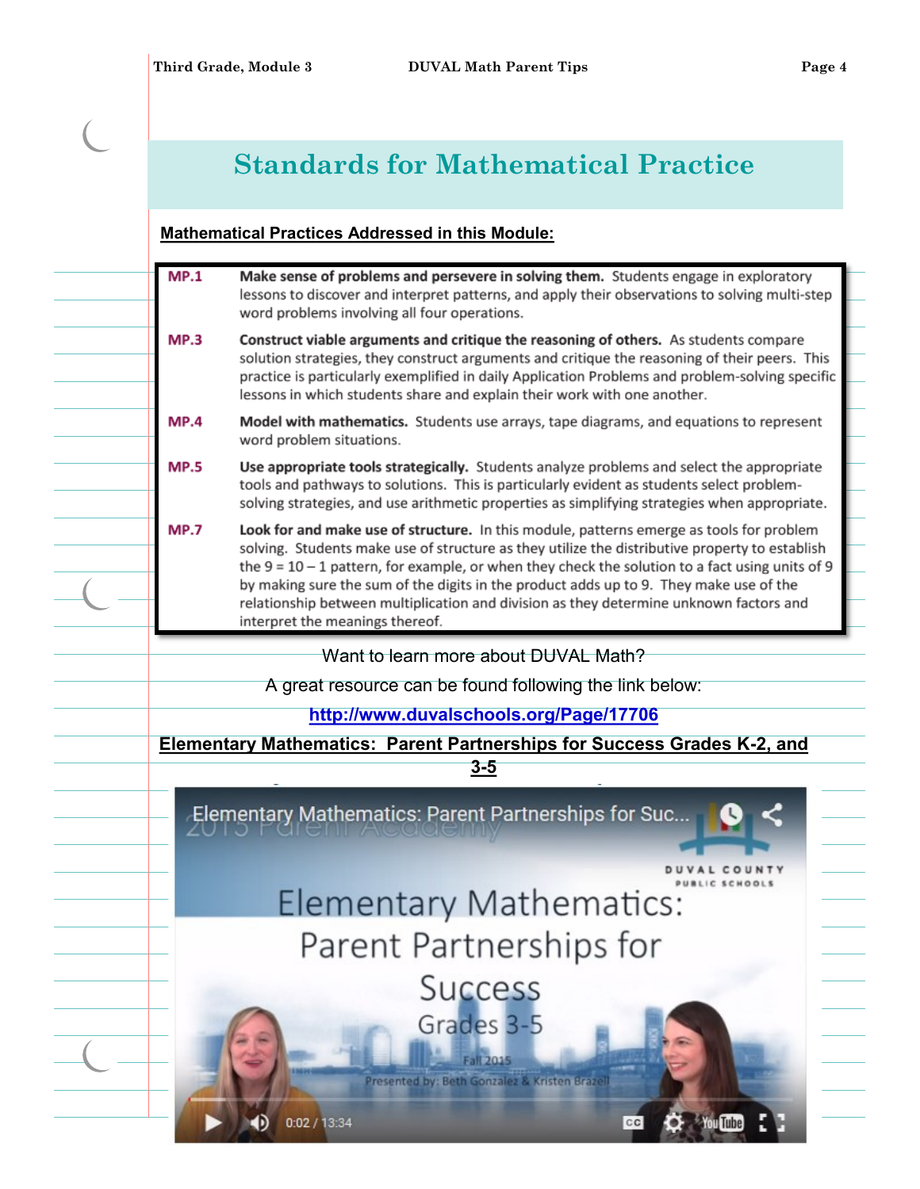# Standards for Mathematical Practice

**Mathematical Practices Addressed in this Module:**

| | |
|---|---|
| MP.1 | **Make sense of problems and persevere in solving them.** Students engage in exploratory lessons to discover and interpret patterns, and apply their observations to solving multi-step word problems involving all four operations. |
| MP.3 | **Construct viable arguments and critique the reasoning of others.** As students compare solution strategies, they construct arguments and critique the reasoning of their peers. This practice is particularly exemplified in daily Application Problems and problem-solving specific lessons in which students share and explain their work with one another. |
| MP.4 | **Model with mathematics.** Students use arrays, tape diagrams, and equations to represent word problem situations. |
| MP.5 | **Use appropriate tools strategically.** Students analyze problems and select the appropriate tools and pathways to solutions. This is particularly evident as students select problem-solving strategies, and use arithmetic properties as simplifying strategies when appropriate. |
| MP.7 | **Look for and make use of structure.** In this module, patterns emerge as tools for problem solving. Students make use of structure as they utilize the distributive property to establish the $9 = 10 - 1$ pattern, for example, or when they check the solution to a fact using units of 9 by making sure the sum of the digits in the product adds up to 9. They make use of the relationship between multiplication and division as they determine unknown factors and interpret the meanings thereof. |

Want to learn more about DUVAL Math?

A great resource can be found following the link below:

http://www.duvalschools.org/Page/17706

**Elementary Mathematics: Parent Partnerships for Success Grades K-2, and 3-5**

Elementary Mathematics: Parent Partnerships for Suc...

2015 Parent Academy

DUVAL COUNTY PUBLIC SCHOOLS

Elementary Mathematics: Parent Partnerships for Success

Grades 3-5

Fall 2015

Presented by: Beth Gonzalez & Kristen Brazell

0:02 / 13:34